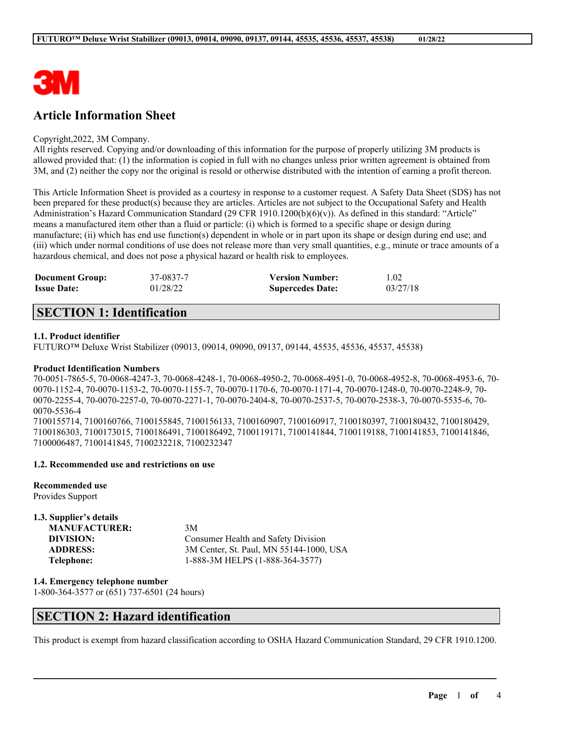# Article Information Sheet

Copyright,2022, 3M Company.
All rights reserved. Copying and/or downloading of this information for the purpose of properly utilizing 3M products is allowed provided that: (1) the information is copied in full with no changes unless prior written agreement is obtained from 3M, and (2) neither the copy nor the original is resold or otherwise distributed with the intention of earning a profit thereon.

This Article Information Sheet is provided as a courtesy in response to a customer request. A Safety Data Sheet (SDS) has not been prepared for these product(s) because they are articles. Articles are not subject to the Occupational Safety and Health Administration's Hazard Communication Standard (29 CFR 1910.1200(b)(6)(v)). As defined in this standard: "Article" means a manufactured item other than a fluid or particle: (i) which is formed to a specific shape or design during manufacture; (ii) which has end use function(s) dependent in whole or in part upon its shape or design during end use; and (iii) which under normal conditions of use does not release more than very small quantities, e.g., minute or trace amounts of a hazardous chemical, and does not pose a physical hazard or health risk to employees.

| | | | |
|---|---|---|---|
| **Document Group:** | 37-0837-7 | **Version Number:** | 1.02 |
| **Issue Date:** | 01/28/22 | **Supercedes Date:** | 03/27/18 |

## SECTION 1: Identification

### 1.1. Product identifier

FUTURO™ Deluxe Wrist Stabilizer (09013, 09014, 09090, 09137, 09144, 45535, 45536, 45537, 45538)

**Product Identification Numbers**

70-0051-7865-5, 70-0068-4247-3, 70-0068-4248-1, 70-0068-4950-2, 70-0068-4951-0, 70-0068-4952-8, 70-0068-4953-6, 70-0070-1152-4, 70-0070-1153-2, 70-0070-1155-7, 70-0070-1170-6, 70-0070-1171-4, 70-0070-1248-0, 70-0070-2248-9, 70-0070-2255-4, 70-0070-2257-0, 70-0070-2271-1, 70-0070-2404-8, 70-0070-2537-5, 70-0070-2538-3, 70-0070-5535-6, 70-0070-5536-4
7100155714, 7100160766, 7100155845, 7100156133, 7100160907, 7100160917, 7100180397, 7100180432, 7100180429, 7100186303, 7100173015, 7100186491, 7100186492, 7100119171, 7100141844, 7100119188, 7100141853, 7100141846, 7100006487, 7100141845, 7100232218, 7100232347

### 1.2. Recommended use and restrictions on use

**Recommended use**
Provides Support

### 1.3. Supplier's details

| | |
|---|---|
| **MANUFACTURER:** | 3M |
| **DIVISION:** | Consumer Health and Safety Division |
| **ADDRESS:** | 3M Center, St. Paul, MN 55144-1000, USA |
| **Telephone:** | 1-888-3M HELPS (1-888-364-3577) |

### 1.4. Emergency telephone number

1-800-364-3577 or (651) 737-6501 (24 hours)

## SECTION 2: Hazard identification

This product is exempt from hazard classification according to OSHA Hazard Communication Standard, 29 CFR 1910.1200.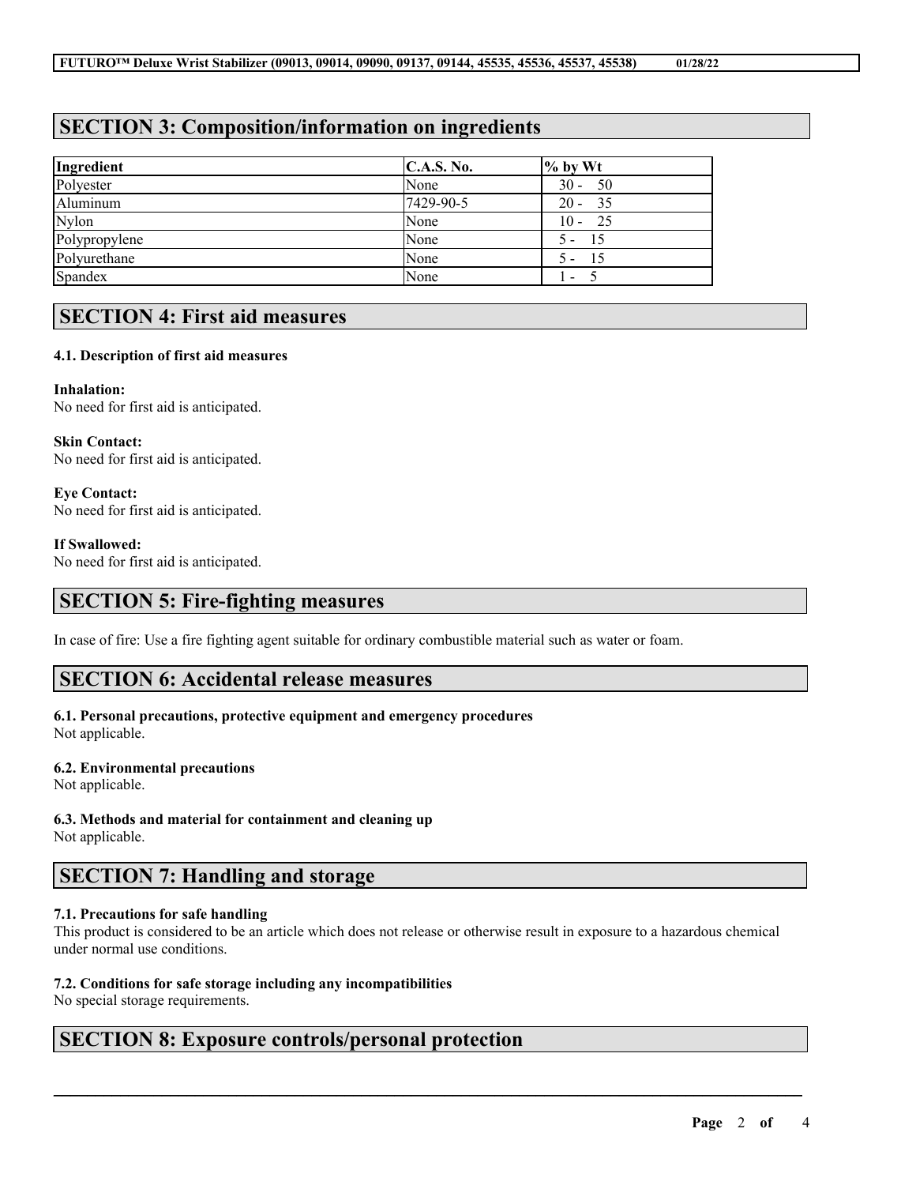## SECTION 3: Composition/information on ingredients

| Ingredient | C.A.S. No. | % by Wt |
|---|---|---|
| Polyester | None | 30 - 50 |
| Aluminum | 7429-90-5 | 20 - 35 |
| Nylon | None | 10 - 25 |
| Polypropylene | None | 5 - 15 |
| Polyurethane | None | 5 - 15 |
| Spandex | None | 1 - 5 |

## SECTION 4: First aid measures

### 4.1. Description of first aid measures

**Inhalation:**
No need for first aid is anticipated.

**Skin Contact:**
No need for first aid is anticipated.

**Eye Contact:**
No need for first aid is anticipated.

**If Swallowed:**
No need for first aid is anticipated.

## SECTION 5: Fire-fighting measures

In case of fire: Use a fire fighting agent suitable for ordinary combustible material such as water or foam.

## SECTION 6: Accidental release measures

### 6.1. Personal precautions, protective equipment and emergency procedures
Not applicable.

### 6.2. Environmental precautions
Not applicable.

### 6.3. Methods and material for containment and cleaning up
Not applicable.

## SECTION 7: Handling and storage

### 7.1. Precautions for safe handling
This product is considered to be an article which does not release or otherwise result in exposure to a hazardous chemical under normal use conditions.

### 7.2. Conditions for safe storage including any incompatibilities
No special storage requirements.

## SECTION 8: Exposure controls/personal protection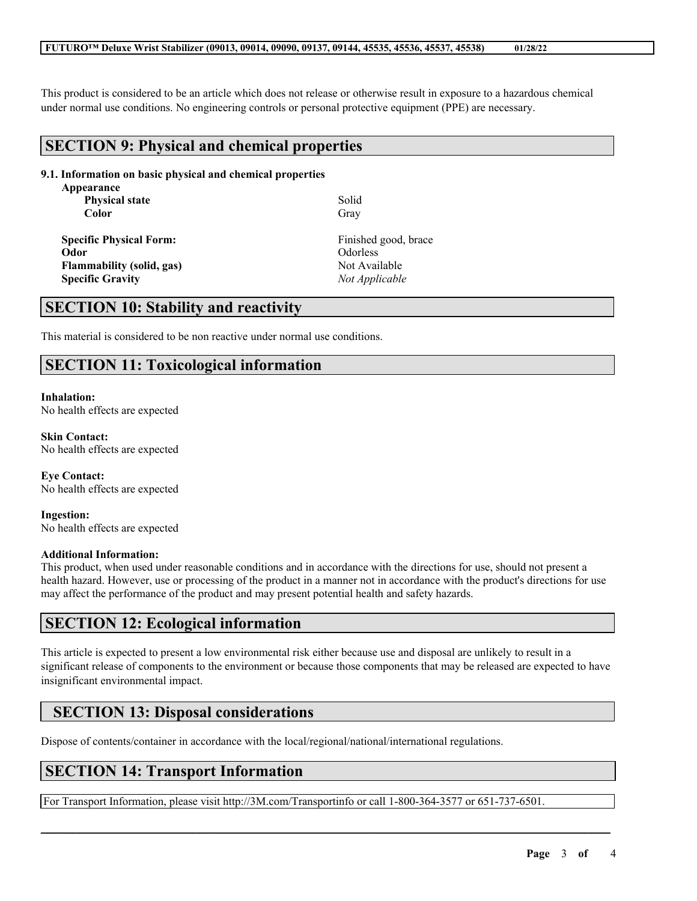This product is considered to be an article which does not release or otherwise result in exposure to a hazardous chemical under normal use conditions. No engineering controls or personal protective equipment (PPE) are necessary.

## SECTION 9: Physical and chemical properties

### 9.1. Information on basic physical and chemical properties

**Appearance**

| | |
|---|---|
| **Physical state** | Solid |
| **Color** | Gray |
| **Specific Physical Form:** | Finished good, brace |
| **Odor** | Odorless |
| **Flammability (solid, gas)** | Not Available |
| **Specific Gravity** | *Not Applicable* |

## SECTION 10: Stability and reactivity

This material is considered to be non reactive under normal use conditions.

## SECTION 11: Toxicological information

**Inhalation:**
No health effects are expected

**Skin Contact:**
No health effects are expected

**Eye Contact:**
No health effects are expected

**Ingestion:**
No health effects are expected

**Additional Information:**
This product, when used under reasonable conditions and in accordance with the directions for use, should not present a health hazard. However, use or processing of the product in a manner not in accordance with the product's directions for use may affect the performance of the product and may present potential health and safety hazards.

## SECTION 12: Ecological information

This article is expected to present a low environmental risk either because use and disposal are unlikely to result in a significant release of components to the environment or because those components that may be released are expected to have insignificant environmental impact.

## SECTION 13: Disposal considerations

Dispose of contents/container in accordance with the local/regional/national/international regulations.

## SECTION 14: Transport Information

For Transport Information, please visit http://3M.com/Transportinfo or call 1-800-364-3577 or 651-737-6501.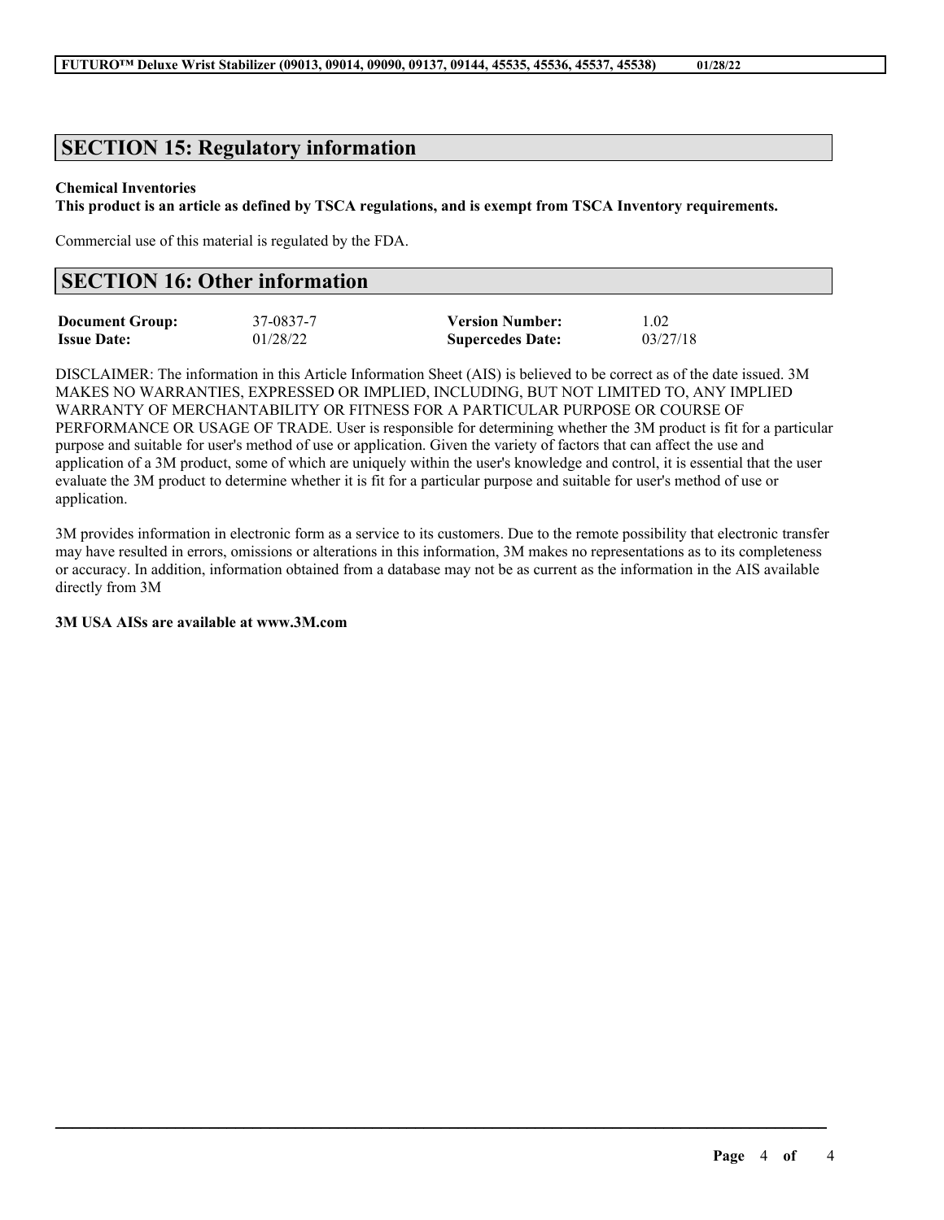## SECTION 15: Regulatory information

**Chemical Inventories**
**This product is an article as defined by TSCA regulations, and is exempt from TSCA Inventory requirements.**

Commercial use of this material is regulated by the FDA.

## SECTION 16: Other information

| | | | |
|---|---|---|---|
| **Document Group:** | 37-0837-7 | **Version Number:** | 1.02 |
| **Issue Date:** | 01/28/22 | **Supercedes Date:** | 03/27/18 |

DISCLAIMER: The information in this Article Information Sheet (AIS) is believed to be correct as of the date issued. 3M MAKES NO WARRANTIES, EXPRESSED OR IMPLIED, INCLUDING, BUT NOT LIMITED TO, ANY IMPLIED WARRANTY OF MERCHANTABILITY OR FITNESS FOR A PARTICULAR PURPOSE OR COURSE OF PERFORMANCE OR USAGE OF TRADE. User is responsible for determining whether the 3M product is fit for a particular purpose and suitable for user's method of use or application. Given the variety of factors that can affect the use and application of a 3M product, some of which are uniquely within the user's knowledge and control, it is essential that the user evaluate the 3M product to determine whether it is fit for a particular purpose and suitable for user's method of use or application.

3M provides information in electronic form as a service to its customers. Due to the remote possibility that electronic transfer may have resulted in errors, omissions or alterations in this information, 3M makes no representations as to its completeness or accuracy. In addition, information obtained from a database may not be as current as the information in the AIS available directly from 3M

**3M USA AISs are available at www.3M.com**